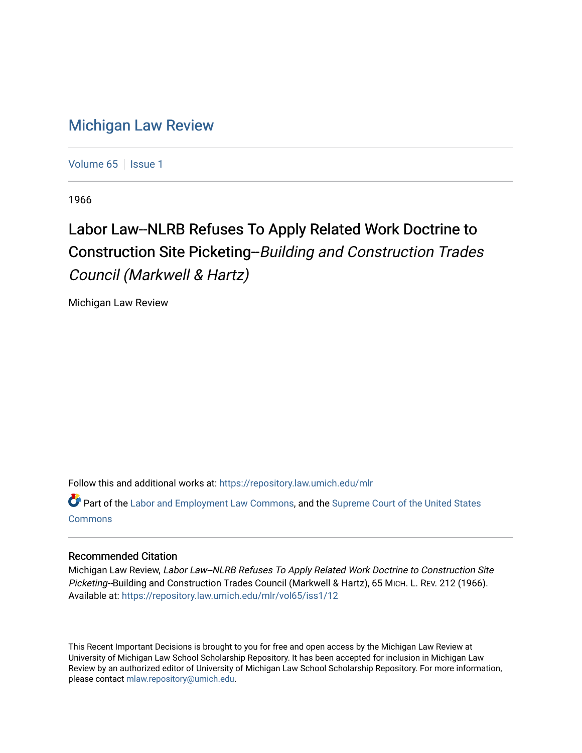# Michigan Law Review

Volume 65 | Issue 1

1966

## Labor Law--NLRB Refuses To Apply Related Work Doctrine to Construction Site Picketing--*Building and Construction Trades Council (Markwell & Hartz)*

Michigan Law Review

Follow this and additional works at: https://repository.law.umich.edu/mlr

Part of the Labor and Employment Law Commons, and the Supreme Court of the United States Commons

### Recommended Citation

Michigan Law Review, *Labor Law--NLRB Refuses To Apply Related Work Doctrine to Construction Site Picketing*--Building and Construction Trades Council (Markwell & Hartz), 65 MICH. L. REV. 212 (1966).
Available at: https://repository.law.umich.edu/mlr/vol65/iss1/12

This Recent Important Decisions is brought to you for free and open access by the Michigan Law Review at University of Michigan Law School Scholarship Repository. It has been accepted for inclusion in Michigan Law Review by an authorized editor of University of Michigan Law School Scholarship Repository. For more information, please contact mlaw.repository@umich.edu.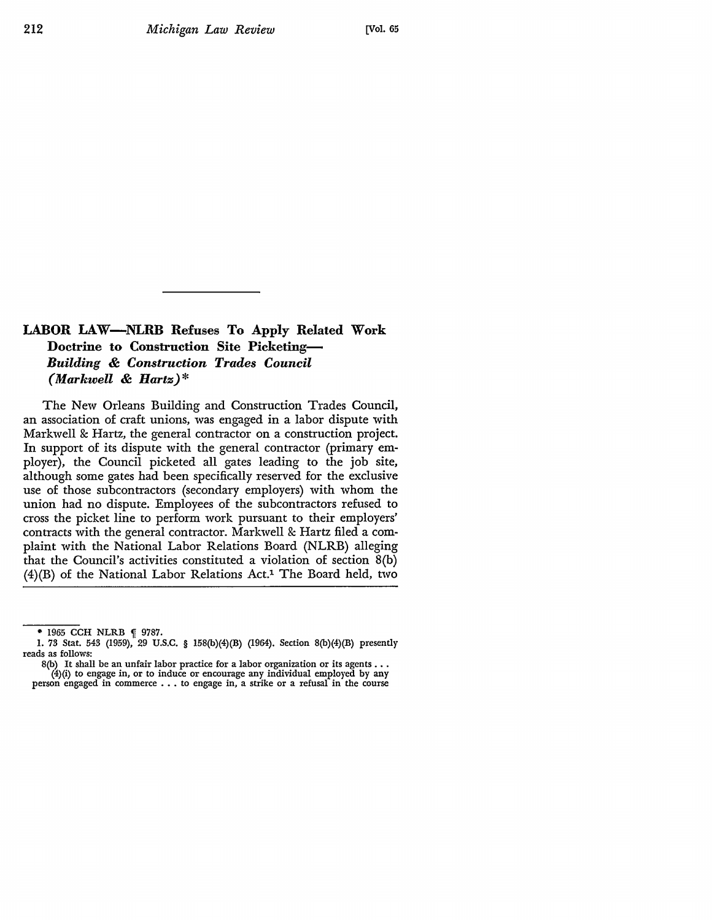## LABOR LAW—NLRB Refuses To Apply Related Work Doctrine to Construction Site Picketing—*Building & Construction Trades Council (Markwell & Hartz)**

The New Orleans Building and Construction Trades Council, an association of craft unions, was engaged in a labor dispute with Markwell & Hartz, the general contractor on a construction project. In support of its dispute with the general contractor (primary employer), the Council picketed all gates leading to the job site, although some gates had been specifically reserved for the exclusive use of those subcontractors (secondary employers) with whom the union had no dispute. Employees of the subcontractors refused to cross the picket line to perform work pursuant to their employers' contracts with the general contractor. Markwell & Hartz filed a complaint with the National Labor Relations Board (NLRB) alleging that the Council's activities constituted a violation of section 8(b)(4)(B) of the National Labor Relations Act.[1] The Board held, two

---

\* 1965 CCH NLRB ¶ 9787.

1. 73 Stat. 543 (1959), 29 U.S.C. § 158(b)(4)(B) (1964). Section 8(b)(4)(B) presently reads as follows:

8(b) It shall be an unfair labor practice for a labor organization or its agents . . .
(4)(i) to engage in, or to induce or encourage any individual employed by any person engaged in commerce . . . to engage in, a strike or a refusal in the course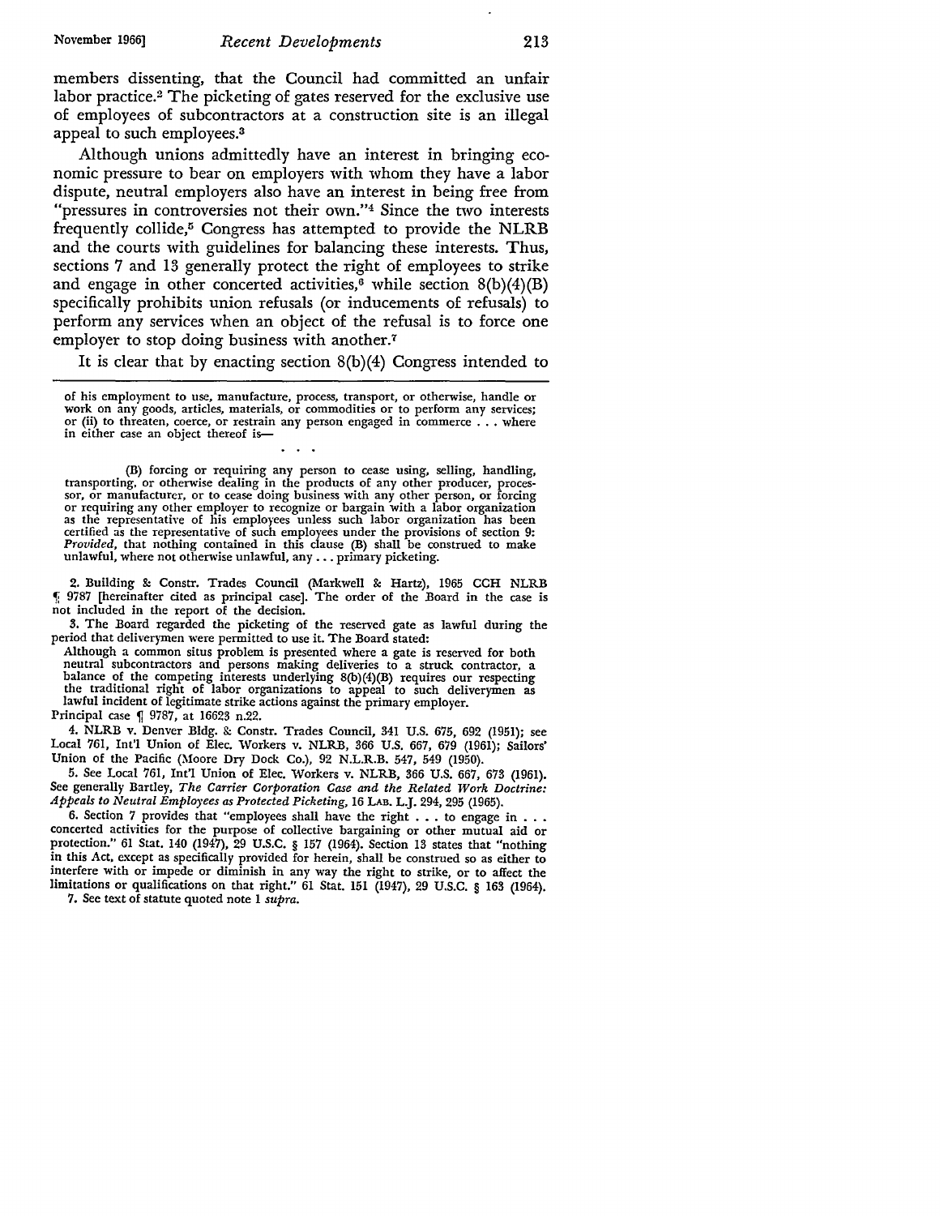members dissenting, that the Council had committed an unfair labor practice.[2] The picketing of gates reserved for the exclusive use of employees of subcontractors at a construction site is an illegal appeal to such employees.[3]

Although unions admittedly have an interest in bringing economic pressure to bear on employers with whom they have a labor dispute, neutral employers also have an interest in being free from "pressures in controversies not their own."[4] Since the two interests frequently collide,[5] Congress has attempted to provide the NLRB and the courts with guidelines for balancing these interests. Thus, sections 7 and 13 generally protect the right of employees to strike and engage in other concerted activities,[6] while section 8(b)(4)(B) specifically prohibits union refusals (or inducements of refusals) to perform any services when an object of the refusal is to force one employer to stop doing business with another.[7]

It is clear that by enacting section 8(b)(4) Congress intended to

---

of his employment to use, manufacture, process, transport, or otherwise, handle or work on any goods, articles, materials, or commodities or to perform any services; or (ii) to threaten, coerce, or restrain any person engaged in commerce . . . where in either case an object thereof is—

. . .

(B) forcing or requiring any person to cease using, selling, handling, transporting, or otherwise dealing in the products of any other producer, processor, or manufacturer, or to cease doing business with any other person, or forcing or requiring any other employer to recognize or bargain with a labor organization as the representative of his employees unless such labor organization has been certified as the representative of such employees under the provisions of section 9: *Provided*, that nothing contained in this clause (B) shall be construed to make unlawful, where not otherwise unlawful, any . . . primary picketing.

2. Building & Constr. Trades Council (Markwell & Hartz), 1965 CCH NLRB ¶ 9787 [hereinafter cited as principal case]. The order of the Board in the case is not included in the report of the decision.

3. The Board regarded the picketing of the reserved gate as lawful during the period that deliverymen were permitted to use it. The Board stated:

Although a common situs problem is presented where a gate is reserved for both neutral subcontractors and persons making deliveries to a struck contractor, a balance of the competing interests underlying 8(b)(4)(B) requires our respecting the traditional right of labor organizations to appeal to such deliverymen as lawful incident of legitimate strike actions against the primary employer.

Principal case ¶ 9787, at 16623 n.22.

4. NLRB v. Denver Bldg. & Constr. Trades Council, 341 U.S. 675, 692 (1951); see Local 761, Int'l Union of Elec. Workers v. NLRB, 366 U.S. 667, 679 (1961); Sailors' Union of the Pacific (Moore Dry Dock Co.), 92 N.L.R.B. 547, 549 (1950).

5. See Local 761, Int'l Union of Elec. Workers v. NLRB, 366 U.S. 667, 673 (1961). See generally Bartley, *The Carrier Corporation Case and the Related Work Doctrine: Appeals to Neutral Employees as Protected Picketing*, 16 LAB. L.J. 294, 295 (1965).

6. Section 7 provides that "employees shall have the right . . . to engage in . . . concerted activities for the purpose of collective bargaining or other mutual aid or protection." 61 Stat. 140 (1947), 29 U.S.C. § 157 (1964). Section 13 states that "nothing in this Act, except as specifically provided for herein, shall be construed so as either to interfere with or impede or diminish in any way the right to strike, or to affect the limitations or qualifications on that right." 61 Stat. 151 (1947), 29 U.S.C. § 163 (1964).

7. See text of statute quoted note 1 *supra*.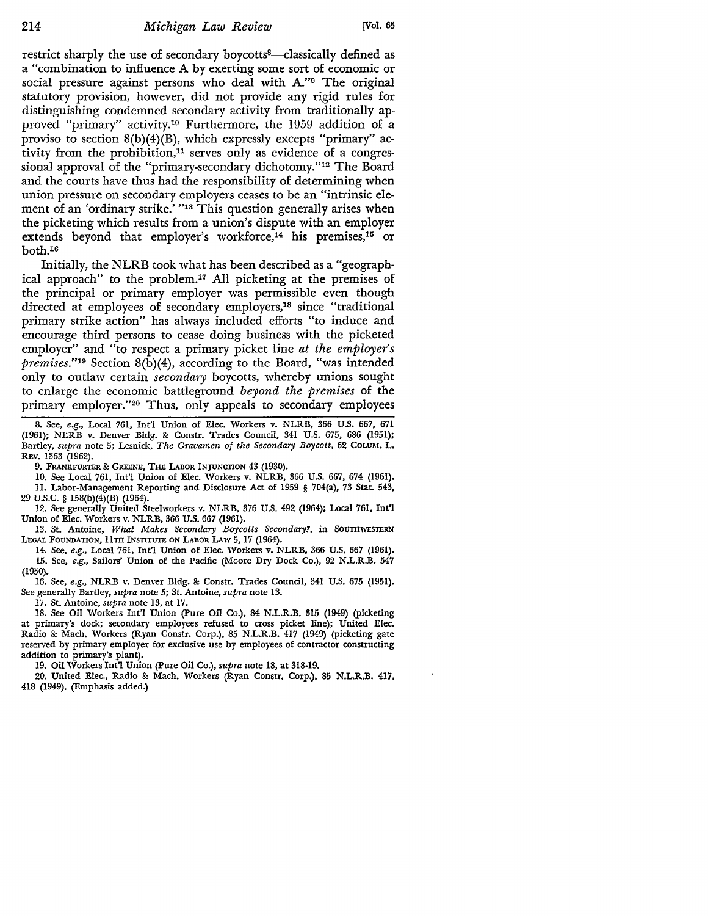restrict sharply the use of secondary boycotts[8]—classically defined as a "combination to influence A by exerting some sort of economic or social pressure against persons who deal with A."[9] The original statutory provision, however, did not provide any rigid rules for distinguishing condemned secondary activity from traditionally approved "primary" activity.[10] Furthermore, the 1959 addition of a proviso to section 8(b)(4)(B), which expressly excepts "primary" activity from the prohibition,[11] serves only as evidence of a congressional approval of the "primary-secondary dichotomy."[12] The Board and the courts have thus had the responsibility of determining when union pressure on secondary employers ceases to be an "intrinsic element of an 'ordinary strike.' "[13] This question generally arises when the picketing which results from a union's dispute with an employer extends beyond that employer's workforce,[14] his premises,[15] or both.[16]

Initially, the NLRB took what has been described as a "geographical approach" to the problem.[17] All picketing at the premises of the principal or primary employer was permissible even though directed at employees of secondary employers,[18] since "traditional primary strike action" has always included efforts "to induce and encourage third persons to cease doing business with the picketed employer" and "to respect a primary picket line *at the employer's premises*."[19] Section 8(b)(4), according to the Board, "was intended only to outlaw certain *secondary* boycotts, whereby unions sought to enlarge the economic battleground *beyond the premises* of the primary employer."[20] Thus, only appeals to secondary employees

8. See, *e.g.*, Local 761, Int'l Union of Elec. Workers v. NLRB, 366 U.S. 667, 671 (1961); NLRB v. Denver Bldg. & Constr. Trades Council, 341 U.S. 675, 686 (1951); Bartley, *supra* note 5; Lesnick, *The Gravamen of the Secondary Boycott*, 62 COLUM. L. REV. 1363 (1962).

9. FRANKFURTER & GREENE, THE LABOR INJUNCTION 43 (1930).

10. See Local 761, Int'l Union of Elec. Workers v. NLRB, 366 U.S. 667, 674 (1961).

11. Labor-Management Reporting and Disclosure Act of 1959 § 704(a), 73 Stat. 543, 29 U.S.C. § 158(b)(4)(B) (1964).

12. See generally United Steelworkers v. NLRB, 376 U.S. 492 (1964); Local 761, Int'l Union of Elec. Workers v. NLRB, 366 U.S. 667 (1961).

13. St. Antoine, *What Makes Secondary Boycotts Secondary?*, in SOUTHWESTERN LEGAL FOUNDATION, 11TH INSTITUTE ON LABOR LAW 5, 17 (1964).

14. See, *e.g.*, Local 761, Int'l Union of Elec. Workers v. NLRB, 366 U.S. 667 (1961).

15. See, *e.g.*, Sailors' Union of the Pacific (Moore Dry Dock Co.), 92 N.L.R.B. 547 (1950).

16. See, *e.g.*, NLRB v. Denver Bldg. & Constr. Trades Council, 341 U.S. 675 (1951). See generally Bartley, *supra* note 5; St. Antoine, *supra* note 13.

17. St. Antoine, *supra* note 13, at 17.

18. See Oil Workers Int'l Union (Pure Oil Co.), 84 N.L.R.B. 315 (1949) (picketing at primary's dock; secondary employees refused to cross picket line); United Elec. Radio & Mach. Workers (Ryan Constr. Corp.), 85 N.L.R.B. 417 (1949) (picketing gate reserved by primary employer for exclusive use by employees of contractor constructing addition to primary's plant).

19. Oil Workers Int'l Union (Pure Oil Co.), *supra* note 18, at 318-19.

20. United Elec., Radio & Mach. Workers (Ryan Constr. Corp.), 85 N.L.R.B. 417, 418 (1949). (Emphasis added.)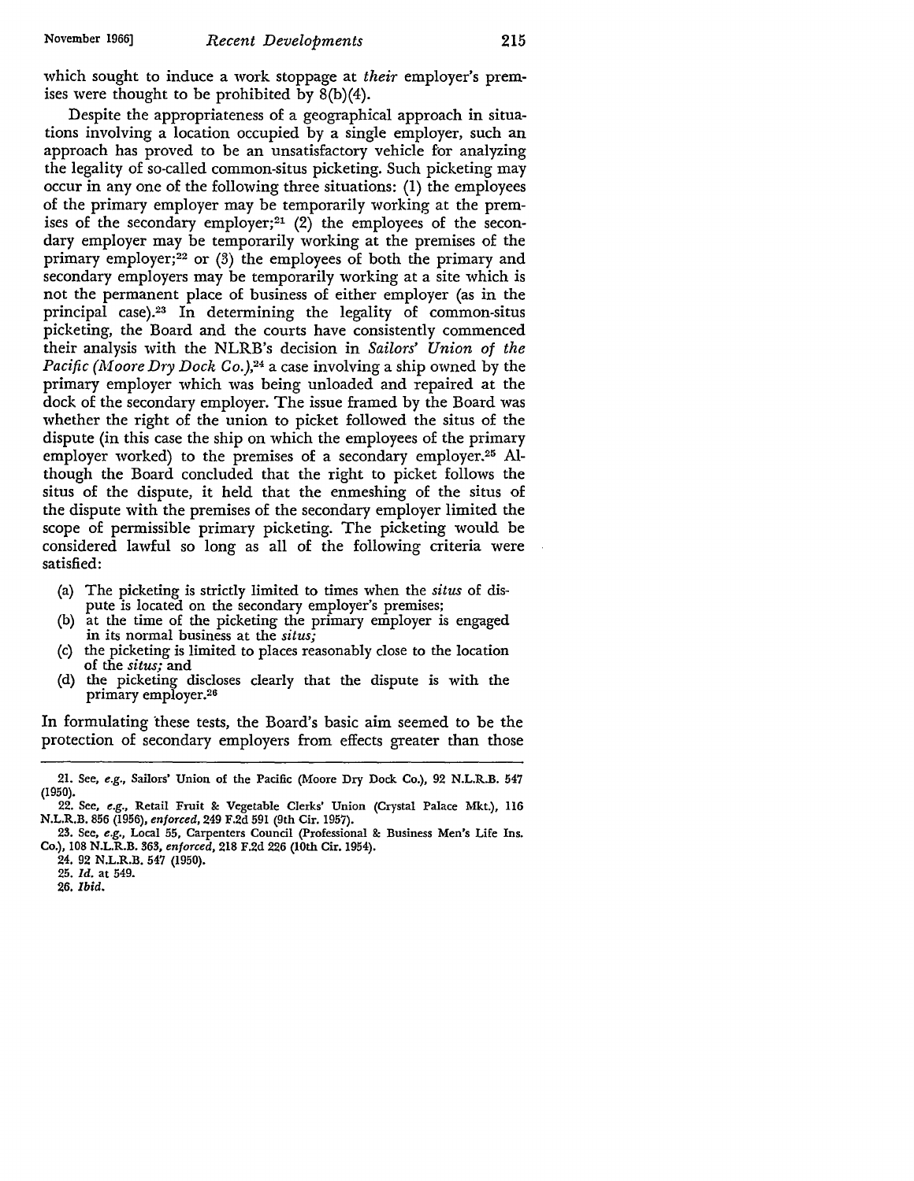which sought to induce a work stoppage at *their* employer's premises were thought to be prohibited by 8(b)(4).

Despite the appropriateness of a geographical approach in situations involving a location occupied by a single employer, such an approach has proved to be an unsatisfactory vehicle for analyzing the legality of so-called common-situs picketing. Such picketing may occur in any one of the following three situations: (1) the employees of the primary employer may be temporarily working at the premises of the secondary employer;[21] (2) the employees of the secondary employer may be temporarily working at the premises of the primary employer;[22] or (3) the employees of both the primary and secondary employers may be temporarily working at a site which is not the permanent place of business of either employer (as in the principal case).[23] In determining the legality of common-situs picketing, the Board and the courts have consistently commenced their analysis with the NLRB's decision in *Sailors' Union of the Pacific (Moore Dry Dock Co.),*[24] a case involving a ship owned by the primary employer which was being unloaded and repaired at the dock of the secondary employer. The issue framed by the Board was whether the right of the union to picket followed the situs of the dispute (in this case the ship on which the employees of the primary employer worked) to the premises of a secondary employer.[25] Although the Board concluded that the right to picket follows the situs of the dispute, it held that the enmeshing of the situs of the dispute with the premises of the secondary employer limited the scope of permissible primary picketing. The picketing would be considered lawful so long as all of the following criteria were satisfied:

- (a) The picketing is strictly limited to times when the *situs* of dispute is located on the secondary employer's premises;
- (b) at the time of the picketing the primary employer is engaged in its normal business at the *situs;*
- (c) the picketing is limited to places reasonably close to the location of the *situs;* and
- (d) the picketing discloses clearly that the dispute is with the primary employer.[26]

In formulating these tests, the Board's basic aim seemed to be the protection of secondary employers from effects greater than those

---

21. See, *e.g.*, Sailors' Union of the Pacific (Moore Dry Dock Co.), 92 N.L.R.B. 547 (1950).

22. See, *e.g.*, Retail Fruit & Vegetable Clerks' Union (Crystal Palace Mkt.), 116 N.L.R.B. 856 (1956), *enforced*, 249 F.2d 591 (9th Cir. 1957).

23. See, *e.g.*, Local 55, Carpenters Council (Professional & Business Men's Life Ins. Co.), 108 N.L.R.B. 363, *enforced*, 218 F.2d 226 (10th Cir. 1954).

24. 92 N.L.R.B. 547 (1950).

25. *Id.* at 549.

26. *Ibid.*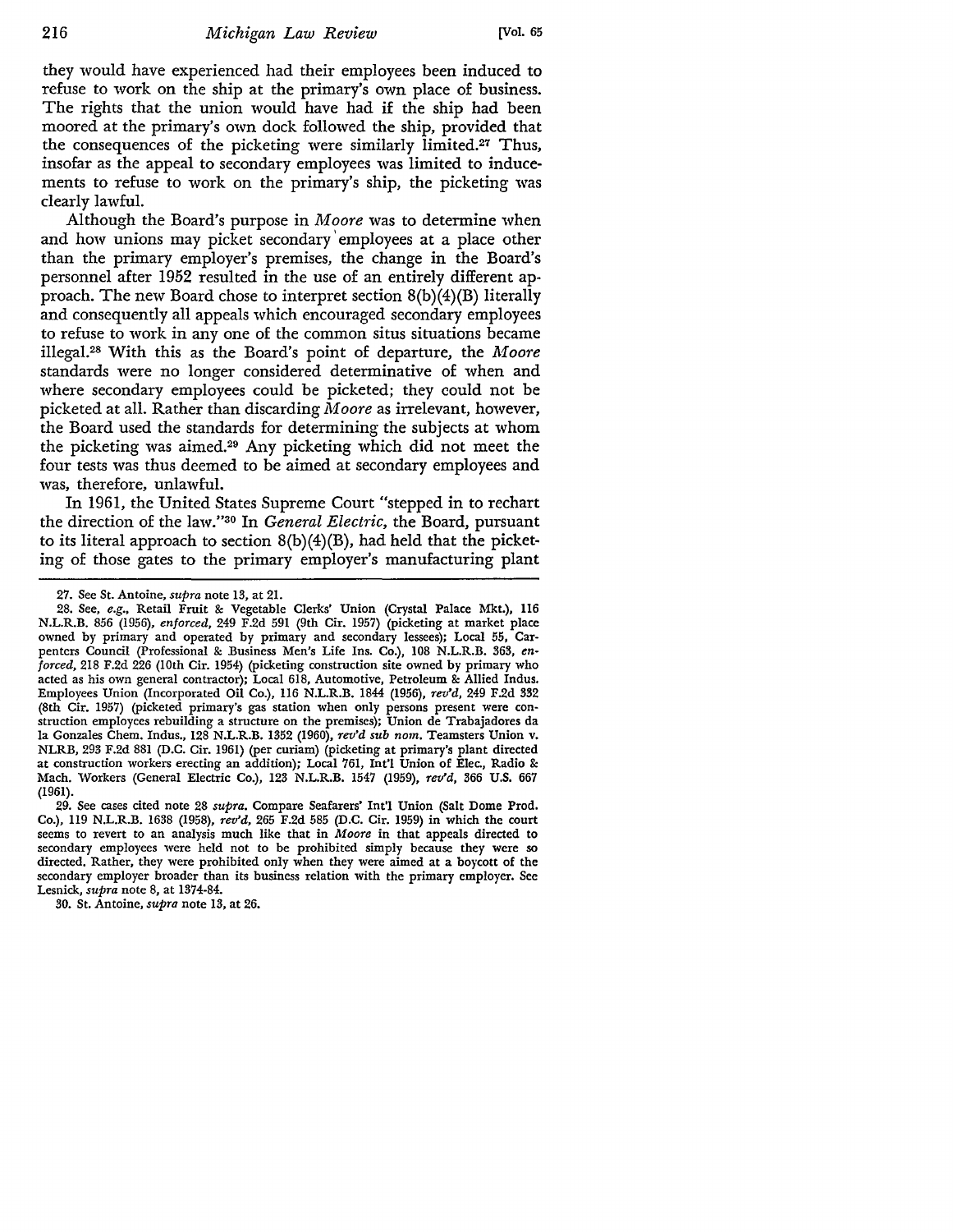they would have experienced had their employees been induced to refuse to work on the ship at the primary's own place of business. The rights that the union would have had if the ship had been moored at the primary's own dock followed the ship, provided that the consequences of the picketing were similarly limited.[27] Thus, insofar as the appeal to secondary employees was limited to inducements to refuse to work on the primary's ship, the picketing was clearly lawful.

Although the Board's purpose in *Moore* was to determine when and how unions may picket secondary employees at a place other than the primary employer's premises, the change in the Board's personnel after 1952 resulted in the use of an entirely different approach. The new Board chose to interpret section 8(b)(4)(B) literally and consequently all appeals which encouraged secondary employees to refuse to work in any one of the common situs situations became illegal.[28] With this as the Board's point of departure, the *Moore* standards were no longer considered determinative of when and where secondary employees could be picketed; they could not be picketed at all. Rather than discarding *Moore* as irrelevant, however, the Board used the standards for determining the subjects at whom the picketing was aimed.[29] Any picketing which did not meet the four tests was thus deemed to be aimed at secondary employees and was, therefore, unlawful.

In 1961, the United States Supreme Court "stepped in to rechart the direction of the law."[30] In *General Electric*, the Board, pursuant to its literal approach to section 8(b)(4)(B), had held that the picketing of those gates to the primary employer's manufacturing plant

---

27. See St. Antoine, *supra* note 13, at 21.

28. See, *e.g.*, Retail Fruit & Vegetable Clerks' Union (Crystal Palace Mkt.), 116 N.L.R.B. 856 (1956), *enforced*, 249 F.2d 591 (9th Cir. 1957) (picketing at market place owned by primary and operated by primary and secondary lessees); Local 55, Carpenters Council (Professional & Business Men's Life Ins. Co.), 108 N.L.R.B. 363, *enforced*, 218 F.2d 226 (10th Cir. 1954) (picketing construction site owned by primary who acted as his own general contractor); Local 618, Automotive, Petroleum & Allied Indus. Employees Union (Incorporated Oil Co.), 116 N.L.R.B. 1844 (1956), *rev'd*, 249 F.2d 332 (8th Cir. 1957) (picketed primary's gas station when only persons present were construction employees rebuilding a structure on the premises); Union de Trabajadores da la Gonzales Chem. Indus., 128 N.L.R.B. 1352 (1960), *rev'd sub nom.* Teamsters Union v. NLRB, 293 F.2d 881 (D.C. Cir. 1961) (per curiam) (picketing at primary's plant directed at construction workers erecting an addition); Local 761, Int'l Union of Elec., Radio & Mach. Workers (General Electric Co.), 123 N.L.R.B. 1547 (1959), *rev'd*, 366 U.S. 667 (1961).

29. See cases cited note 28 *supra*. Compare Seafarers' Int'l Union (Salt Dome Prod. Co.), 119 N.L.R.B. 1638 (1958), *rev'd*, 265 F.2d 585 (D.C. Cir. 1959) in which the court seems to revert to an analysis much like that in *Moore* in that appeals directed to secondary employees were held not to be prohibited simply because they were so directed. Rather, they were prohibited only when they were aimed at a boycott of the secondary employer broader than its business relation with the primary employer. See Lesnick, *supra* note 8, at 1374-84.

30. St. Antoine, *supra* note 13, at 26.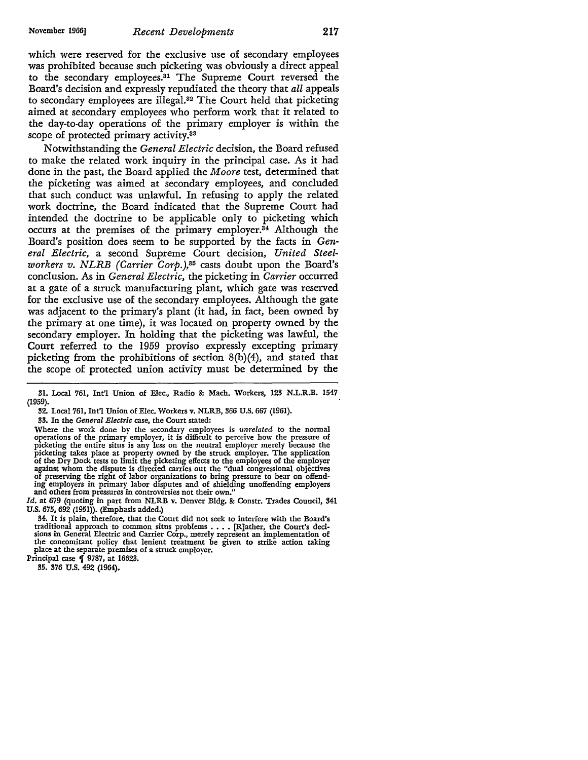which were reserved for the exclusive use of secondary employees was prohibited because such picketing was obviously a direct appeal to the secondary employees.[31] The Supreme Court reversed the Board's decision and expressly repudiated the theory that *all* appeals to secondary employees are illegal.[32] The Court held that picketing aimed at secondary employees who perform work that it related to the day-to-day operations of the primary employer is within the scope of protected primary activity.[33]

Notwithstanding the *General Electric* decision, the Board refused to make the related work inquiry in the principal case. As it had done in the past, the Board applied the *Moore* test, determined that the picketing was aimed at secondary employees, and concluded that such conduct was unlawful. In refusing to apply the related work doctrine, the Board indicated that the Supreme Court had intended the doctrine to be applicable only to picketing which occurs at the premises of the primary employer.[34] Although the Board's position does seem to be supported by the facts in *General Electric*, a second Supreme Court decision, *United Steelworkers v. NLRB (Carrier Corp.)*,[35] casts doubt upon the Board's conclusion. As in *General Electric*, the picketing in *Carrier* occurred at a gate of a struck manufacturing plant, which gate was reserved for the exclusive use of the secondary employees. Although the gate was adjacent to the primary's plant (it had, in fact, been owned by the primary at one time), it was located on property owned by the secondary employer. In holding that the picketing was lawful, the Court referred to the 1959 proviso expressly excepting primary picketing from the prohibitions of section 8(b)(4), and stated that the scope of protected union activity must be determined by the

---

31. Local 761, Int'l Union of Elec., Radio & Mach. Workers, 123 N.L.R.B. 1547 (1959).

32. Local 761, Int'l Union of Elec. Workers v. NLRB, 366 U.S. 667 (1961).

33. In the *General Electric* case, the Court stated:

> Where the work done by the secondary employees is *unrelated* to the normal operations of the primary employer, it is difficult to perceive how the pressure of picketing the entire situs is any less on the neutral employer merely because the picketing takes place at property owned by the struck employer. The application of the Dry Dock tests to limit the picketing effects to the employees of the employer against whom the dispute is directed carries out the "dual congressional objectives of preserving the right of labor organizations to bring pressure to bear on offending employers in primary labor disputes and of shielding unoffending employers and others from pressures in controversies not their own."

*Id.* at 679 (quoting in part from NLRB v. Denver Bldg. & Constr. Trades Council, 341 U.S. 675, 692 (1951)). (Emphasis added.)

34. It is plain, therefore, that the Court did not seek to interfere with the Board's traditional approach to common situs problems . . . . [R]ather, the Court's decisions in General Electric and Carrier Corp., merely represent an implementation of the concomitant policy that lenient treatment be given to strike action taking place at the separate premises of a struck employer.

Principal case ¶ 9787, at 16623.

35. 376 U.S. 492 (1964).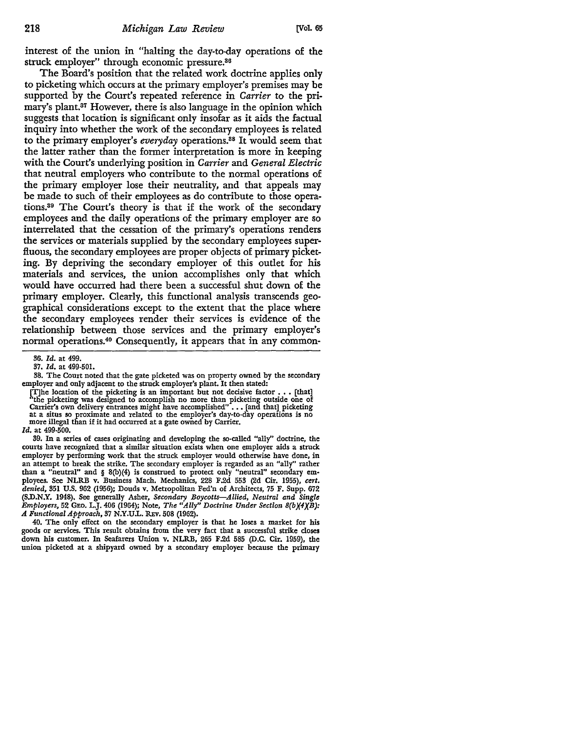interest of the union in "halting the day-to-day operations of the struck employer" through economic pressure.[36]

The Board's position that the related work doctrine applies only to picketing which occurs at the primary employer's premises may be supported by the Court's repeated reference in *Carrier* to the primary's plant.[37] However, there is also language in the opinion which suggests that location is significant only insofar as it aids the factual inquiry into whether the work of the secondary employees is related to the primary employer's *everyday* operations.[38] It would seem that the latter rather than the former interpretation is more in keeping with the Court's underlying position in *Carrier* and *General Electric* that neutral employers who contribute to the normal operations of the primary employer lose their neutrality, and that appeals may be made to such of their employees as do contribute to those operations.[39] The Court's theory is that if the work of the secondary employees and the daily operations of the primary employer are so interrelated that the cessation of the primary's operations renders the services or materials supplied by the secondary employees superfluous, the secondary employees are proper objects of primary picketing. By depriving the secondary employer of this outlet for his materials and services, the union accomplishes only that which would have occurred had there been a successful shut down of the primary employer. Clearly, this functional analysis transcends geographical considerations except to the extent that the place where the secondary employees render their services is evidence of the relationship between those services and the primary employer's normal operations.[40] Consequently, it appears that in any common-

---

36. *Id.* at 499.

37. *Id.* at 499-501.

38. The Court noted that the gate picketed was on property owned by the secondary employer and only adjacent to the struck employer's plant. It then stated:

> [T]he location of the picketing is an important but not decisive factor . . . [that] "the picketing was designed to accomplish no more than picketing outside one of Carrier's own delivery entrances might have accomplished" . . . [and that] picketing at a situs so proximate and related to the employer's day-to-day operations is no more illegal than if it had occurred at a gate owned by Carrier.

*Id.* at 499-500.

39. In a series of cases originating and developing the so-called "ally" doctrine, the courts have recognized that a similar situation exists when one employer aids a struck employer by performing work that the struck employer would otherwise have done, in an attempt to break the strike. The secondary employer is regarded as an "ally" rather than a "neutral" and § 8(b)(4) is construed to protect only "neutral" secondary employees. See NLRB v. Business Mach. Mechanics, 228 F.2d 553 (2d Cir. 1955), *cert. denied*, 351 U.S. 962 (1956); Douds v. Metropolitan Fed'n of Architects, 75 F. Supp. 672 (S.D.N.Y. 1948). See generally Asher, *Secondary Boycotts—Allied, Neutral and Single Employers*, 52 GEO. L.J. 406 (1964); Note, *The "Ally" Doctrine Under Section 8(b)(4)(B): A Functional Approach*, 37 N.Y.U.L. REV. 508 (1962).

40. The only effect on the secondary employer is that he loses a market for his goods or services. This result obtains from the very fact that a successful strike closes down his customer. In Seafarers Union v. NLRB, 265 F.2d 585 (D.C. Cir. 1959), the union picketed at a shipyard owned by a secondary employer because the primary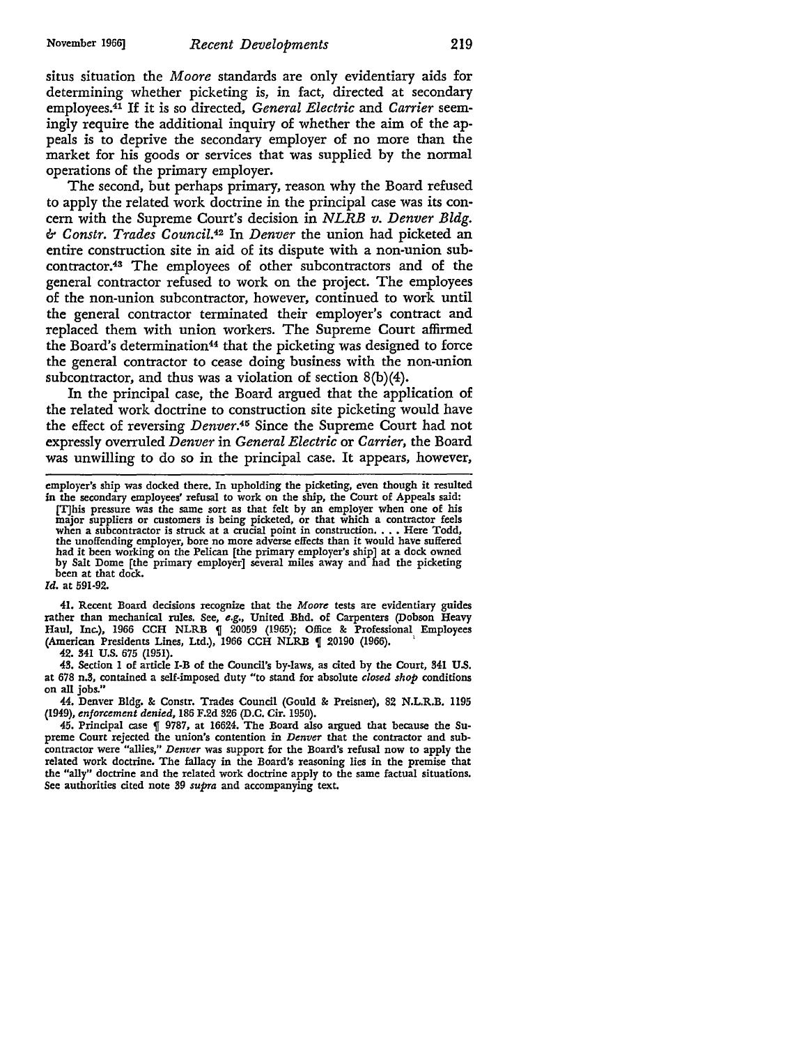situs situation the *Moore* standards are only evidentiary aids for determining whether picketing is, in fact, directed at secondary employees.[41] If it is so directed, *General Electric* and *Carrier* seemingly require the additional inquiry of whether the aim of the appeals is to deprive the secondary employer of no more than the market for his goods or services that was supplied by the normal operations of the primary employer.

The second, but perhaps primary, reason why the Board refused to apply the related work doctrine in the principal case was its concern with the Supreme Court's decision in *NLRB v. Denver Bldg. & Constr. Trades Council.*[42] In *Denver* the union had picketed an entire construction site in aid of its dispute with a non-union subcontractor.[43] The employees of other subcontractors and of the general contractor refused to work on the project. The employees of the non-union subcontractor, however, continued to work until the general contractor terminated their employer's contract and replaced them with union workers. The Supreme Court affirmed the Board's determination[44] that the picketing was designed to force the general contractor to cease doing business with the non-union subcontractor, and thus was a violation of section 8(b)(4).

In the principal case, the Board argued that the application of the related work doctrine to construction site picketing would have the effect of reversing *Denver.*[45] Since the Supreme Court had not expressly overruled *Denver* in *General Electric* or *Carrier,* the Board was unwilling to do so in the principal case. It appears, however,

---

employer's ship was docked there. In upholding the picketing, even though it resulted in the secondary employees' refusal to work on the ship, the Court of Appeals said:

> [T]his pressure was the same sort as that felt by an employer when one of his major suppliers or customers is being picketed, or that which a contractor feels when a subcontractor is struck at a crucial point in construction. . . . Here Todd, the unoffending employer, bore no more adverse effects than it would have suffered had it been working on the Pelican [the primary employer's ship] at a dock owned by Salt Dome [the primary employer] several miles away and had the picketing been at that dock.

*Id.* at 591-92.

41. Recent Board decisions recognize that the *Moore* tests are evidentiary guides rather than mechanical rules. See, *e.g.,* United Bhd. of Carpenters (Dobson Heavy Haul, Inc.), 1966 CCH NLRB ¶ 20059 (1965); Office & Professional Employees (American Presidents Lines, Ltd.), 1966 CCH NLRB ¶ 20190 (1966).

42. 341 U.S. 675 (1951).

43. Section 1 of article I-B of the Council's by-laws, as cited by the Court, 341 U.S. at 678 n.3, contained a self-imposed duty "to stand for absolute *closed shop* conditions on all jobs."

44. Denver Bldg. & Constr. Trades Council (Gould & Preisner), 82 N.L.R.B. 1195 (1949), *enforcement denied,* 186 F.2d 326 (D.C. Cir. 1950).

45. Principal case ¶ 9787, at 16624. The Board also argued that because the Supreme Court rejected the union's contention in *Denver* that the contractor and subcontractor were "allies," *Denver* was support for the Board's refusal now to apply the related work doctrine. The fallacy in the Board's reasoning lies in the premise that the "ally" doctrine and the related work doctrine apply to the same factual situations. See authorities cited note 39 *supra* and accompanying text.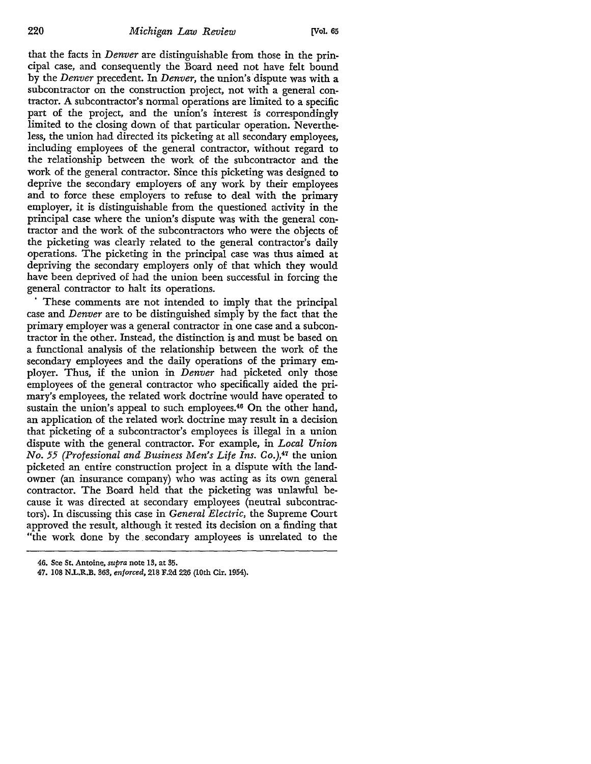that the facts in *Denver* are distinguishable from those in the principal case, and consequently the Board need not have felt bound by the *Denver* precedent. In *Denver*, the union's dispute was with a subcontractor on the construction project, not with a general contractor. A subcontractor's normal operations are limited to a specific part of the project, and the union's interest is correspondingly limited to the closing down of that particular operation. Nevertheless, the union had directed its picketing at all secondary employees, including employees of the general contractor, without regard to the relationship between the work of the subcontractor and the work of the general contractor. Since this picketing was designed to deprive the secondary employers of any work by their employees and to force these employers to refuse to deal with the primary employer, it is distinguishable from the questioned activity in the principal case where the union's dispute was with the general contractor and the work of the subcontractors who were the objects of the picketing was clearly related to the general contractor's daily operations. The picketing in the principal case was thus aimed at depriving the secondary employers only of that which they would have been deprived of had the union been successful in forcing the general contractor to halt its operations.

These comments are not intended to imply that the principal case and *Denver* are to be distinguished simply by the fact that the primary employer was a general contractor in one case and a subcontractor in the other. Instead, the distinction is and must be based on a functional analysis of the relationship between the work of the secondary employees and the daily operations of the primary employer. Thus, if the union in *Denver* had picketed only those employees of the general contractor who specifically aided the primary's employees, the related work doctrine would have operated to sustain the union's appeal to such employees.[46] On the other hand, an application of the related work doctrine may result in a decision that picketing of a subcontractor's employees is illegal in a union dispute with the general contractor. For example, in *Local Union No. 55 (Professional and Business Men's Life Ins. Co.)*,[47] the union picketed an entire construction project in a dispute with the landowner (an insurance company) who was acting as its own general contractor. The Board held that the picketing was unlawful because it was directed at secondary employees (neutral subcontractors). In discussing this case in *General Electric*, the Supreme Court approved the result, although it rested its decision on a finding that "the work done by the secondary amployees is unrelated to the

---

46. See St. Antoine, *supra* note 13, at 35.

47. 108 N.L.R.B. 363, *enforced*, 218 F.2d 226 (10th Cir. 1954).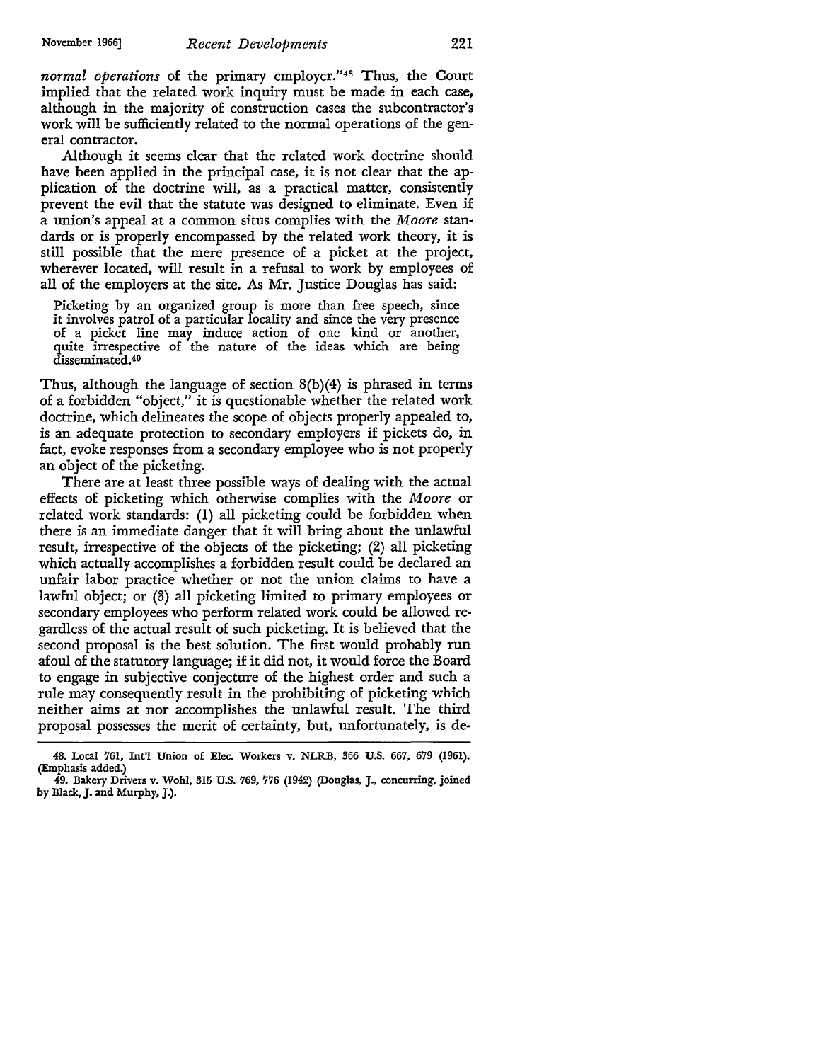*normal operations* of the primary employer."[48] Thus, the Court implied that the related work inquiry must be made in each case, although in the majority of construction cases the subcontractor's work will be sufficiently related to the normal operations of the general contractor.

Although it seems clear that the related work doctrine should have been applied in the principal case, it is not clear that the application of the doctrine will, as a practical matter, consistently prevent the evil that the statute was designed to eliminate. Even if a union's appeal at a common situs complies with the *Moore* standards or is properly encompassed by the related work theory, it is still possible that the mere presence of a picket at the project, wherever located, will result in a refusal to work by employees of all of the employers at the site. As Mr. Justice Douglas has said:

> Picketing by an organized group is more than free speech, since it involves patrol of a particular locality and since the very presence of a picket line may induce action of one kind or another, quite irrespective of the nature of the ideas which are being disseminated.[49]

Thus, although the language of section 8(b)(4) is phrased in terms of a forbidden "object," it is questionable whether the related work doctrine, which delineates the scope of objects properly appealed to, is an adequate protection to secondary employers if pickets do, in fact, evoke responses from a secondary employee who is not properly an object of the picketing.

There are at least three possible ways of dealing with the actual effects of picketing which otherwise complies with the *Moore* or related work standards: (1) all picketing could be forbidden when there is an immediate danger that it will bring about the unlawful result, irrespective of the objects of the picketing; (2) all picketing which actually accomplishes a forbidden result could be declared an unfair labor practice whether or not the union claims to have a lawful object; or (3) all picketing limited to primary employees or secondary employees who perform related work could be allowed regardless of the actual result of such picketing. It is believed that the second proposal is the best solution. The first would probably run afoul of the statutory language; if it did not, it would force the Board to engage in subjective conjecture of the highest order and such a rule may consequently result in the prohibiting of picketing which neither aims at nor accomplishes the unlawful result. The third proposal possesses the merit of certainty, but, unfortunately, is de-

---

48. Local 761, Int'l Union of Elec. Workers v. NLRB, 366 U.S. 667, 679 (1961). (Emphasis added.)

49. Bakery Drivers v. Wohl, 315 U.S. 769, 776 (1942) (Douglas, J., concurring, joined by Black, J. and Murphy, J.).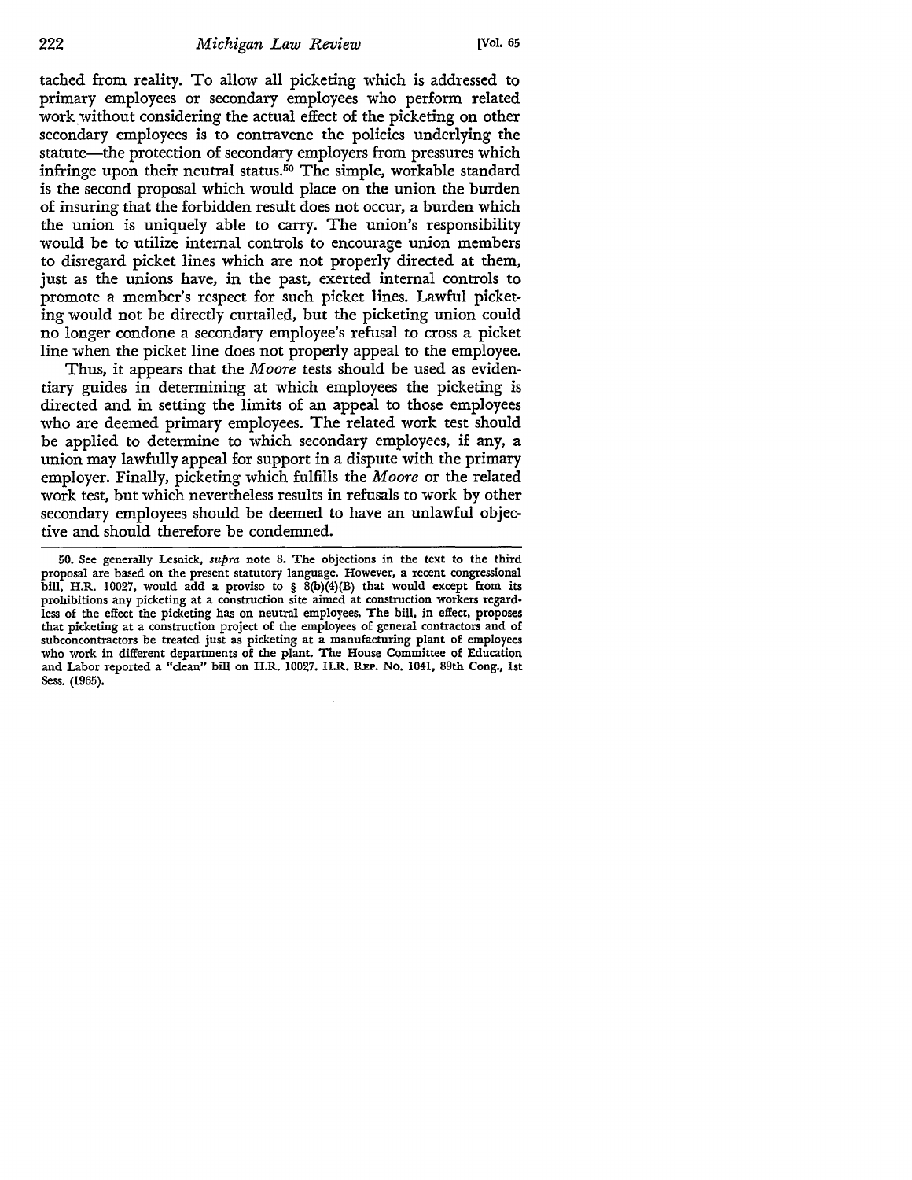tached from reality. To allow all picketing which is addressed to primary employees or secondary employees who perform related work without considering the actual effect of the picketing on other secondary employees is to contravene the policies underlying the statute—the protection of secondary employers from pressures which infringe upon their neutral status.[50] The simple, workable standard is the second proposal which would place on the union the burden of insuring that the forbidden result does not occur, a burden which the union is uniquely able to carry. The union's responsibility would be to utilize internal controls to encourage union members to disregard picket lines which are not properly directed at them, just as the unions have, in the past, exerted internal controls to promote a member's respect for such picket lines. Lawful picketing would not be directly curtailed, but the picketing union could no longer condone a secondary employee's refusal to cross a picket line when the picket line does not properly appeal to the employee.

Thus, it appears that the *Moore* tests should be used as evidentiary guides in determining at which employees the picketing is directed and in setting the limits of an appeal to those employees who are deemed primary employees. The related work test should be applied to determine to which secondary employees, if any, a union may lawfully appeal for support in a dispute with the primary employer. Finally, picketing which fulfills the *Moore* or the related work test, but which nevertheless results in refusals to work by other secondary employees should be deemed to have an unlawful objective and should therefore be condemned.

---

50. See generally Lesnick, *supra* note 8. The objections in the text to the third proposal are based on the present statutory language. However, a recent congressional bill, H.R. 10027, would add a proviso to § 8(b)(4)(B) that would except from its prohibitions any picketing at a construction site aimed at construction workers regardless of the effect the picketing has on neutral employees. The bill, in effect, proposes that picketing at a construction project of the employees of general contractors and of subconcontractors be treated just as picketing at a manufacturing plant of employees who work in different departments of the plant. The House Committee of Education and Labor reported a "clean" bill on H.R. 10027. H.R. REP. No. 1041, 89th Cong., 1st Sess. (1965).